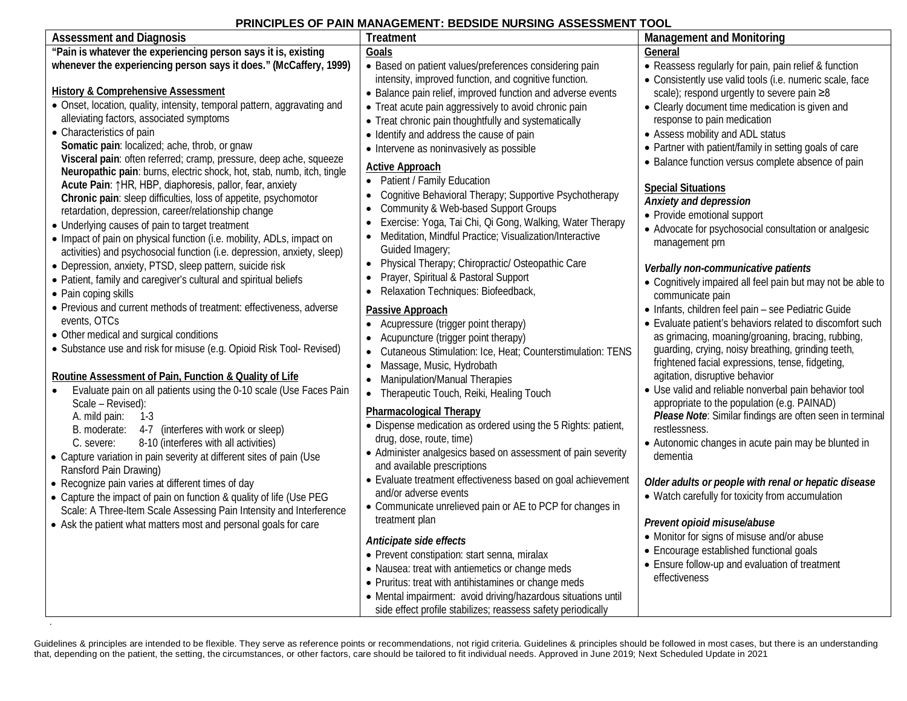# PRINCIPLES OF PAIN MANAGEMENT: BEDSIDE NURSING ASSESSMENT TOOL

## Assessment and Diagnosis

**"Pain is whatever the experiencing person says it is, existing whenever the experiencing person says it does." (McCaffery, 1999)**

### History & Comprehensive Assessment

- Onset, location, quality, intensity, temporal pattern, aggravating and alleviating factors, associated symptoms
- Characteristics of pain
  **Somatic pain**: localized; ache, throb, or gnaw
  **Visceral pain**: often referred; cramp, pressure, deep ache, squeeze
  **Neuropathic pain**: burns, electric shock, hot, stab, numb, itch, tingle
  **Acute Pain**: ↑HR, HBP, diaphoresis, pallor, fear, anxiety
  **Chronic pain**: sleep difficulties, loss of appetite, psychomotor retardation, depression, career/relationship change
- Underlying causes of pain to target treatment
- Impact of pain on physical function (i.e. mobility, ADLs, impact on activities) and psychosocial function (i.e. depression, anxiety, sleep)
- Depression, anxiety, PTSD, sleep pattern, suicide risk
- Patient, family and caregiver's cultural and spiritual beliefs
- Pain coping skills
- Previous and current methods of treatment: effectiveness, adverse events, OTCs
- Other medical and surgical conditions
- Substance use and risk for misuse (e.g. Opioid Risk Tool- Revised)

### Routine Assessment of Pain, Function & Quality of Life

- Evaluate pain on all patients using the 0-10 scale (Use Faces Pain Scale – Revised):
  A. mild pain: 1-3
  B. moderate: 4-7 (interferes with work or sleep)
  C. severe: 8-10 (interferes with all activities)
- Capture variation in pain severity at different sites of pain (Use Ransford Pain Drawing)
- Recognize pain varies at different times of day
- Capture the impact of pain on function & quality of life (Use PEG Scale: A Three-Item Scale Assessing Pain Intensity and Interference
- Ask the patient what matters most and personal goals for care

## Treatment

### Goals

- Based on patient values/preferences considering pain intensity, improved function, and cognitive function.
- Balance pain relief, improved function and adverse events
- Treat acute pain aggressively to avoid chronic pain
- Treat chronic pain thoughtfully and systematically
- Identify and address the cause of pain
- Intervene as noninvasively as possible

### Active Approach

- Patient / Family Education
- Cognitive Behavioral Therapy; Supportive Psychotherapy
- Community & Web-based Support Groups
- Exercise: Yoga, Tai Chi, Qi Gong, Walking, Water Therapy
- Meditation, Mindful Practice; Visualization/Interactive Guided Imagery;
- Physical Therapy; Chiropractic/ Osteopathic Care
- Prayer, Spiritual & Pastoral Support
- Relaxation Techniques: Biofeedback,

### Passive Approach

- Acupressure (trigger point therapy)
- Acupuncture (trigger point therapy)
- Cutaneous Stimulation: Ice, Heat; Counterstimulation: TENS
- Massage, Music, Hydrobath
- Manipulation/Manual Therapies
- Therapeutic Touch, Reiki, Healing Touch

### Pharmacological Therapy

- Dispense medication as ordered using the 5 Rights: patient, drug, dose, route, time)
- Administer analgesics based on assessment of pain severity and available prescriptions
- Evaluate treatment effectiveness based on goal achievement and/or adverse events
- Communicate unrelieved pain or AE to PCP for changes in treatment plan

#### *Anticipate side effects*

- Prevent constipation: start senna, miralax
- Nausea: treat with antiemetics or change meds
- Pruritus: treat with antihistamines or change meds
- Mental impairment: avoid driving/hazardous situations until side effect profile stabilizes; reassess safety periodically

## Management and Monitoring

### General

- Reassess regularly for pain, pain relief & function
- Consistently use valid tools (i.e. numeric scale, face scale); respond urgently to severe pain ≥8
- Clearly document time medication is given and response to pain medication
- Assess mobility and ADL status
- Partner with patient/family in setting goals of care
- Balance function versus complete absence of pain

### Special Situations

#### *Anxiety and depression*

- Provide emotional support
- Advocate for psychosocial consultation or analgesic management prn

#### *Verbally non-communicative patients*

- Cognitively impaired all feel pain but may not be able to communicate pain
- Infants, children feel pain – see Pediatric Guide
- Evaluate patient's behaviors related to discomfort such as grimacing, moaning/groaning, bracing, rubbing, guarding, crying, noisy breathing, grinding teeth, frightened facial expressions, tense, fidgeting, agitation, disruptive behavior
- Use valid and reliable nonverbal pain behavior tool appropriate to the population (e.g. PAINAD)
  ***Please Note***: Similar findings are often seen in terminal restlessness.
- Autonomic changes in acute pain may be blunted in dementia

#### *Older adults or people with renal or hepatic disease*

- Watch carefully for toxicity from accumulation

#### *Prevent opioid misuse/abuse*

- Monitor for signs of misuse and/or abuse
- Encourage established functional goals
- Ensure follow-up and evaluation of treatment effectiveness

---

Guidelines & principles are intended to be flexible. They serve as reference points or recommendations, not rigid criteria. Guidelines & principles should be followed in most cases, but there is an understanding that, depending on the patient, the setting, the circumstances, or other factors, care should be tailored to fit individual needs. Approved in June 2019; Next Scheduled Update in 2021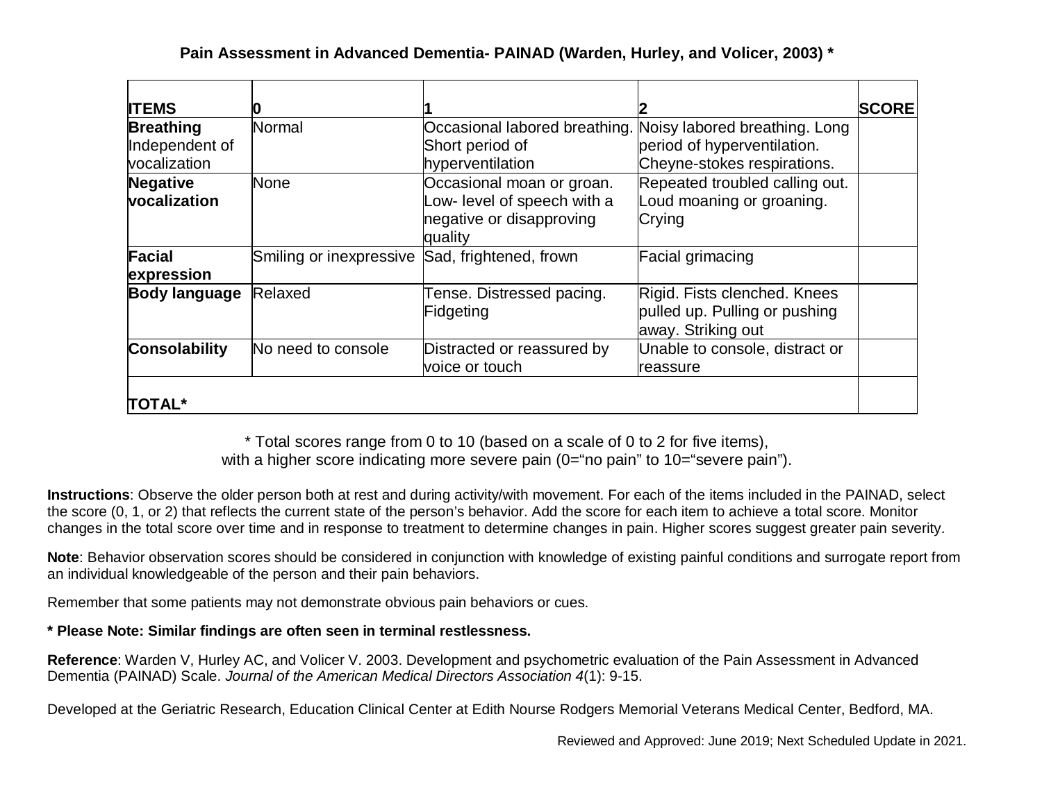## Pain Assessment in Advanced Dementia- PAINAD (Warden, Hurley, and Volicer, 2003) *

| ITEMS | 0 | 1 | 2 | SCORE |
|---|---|---|---|---|
| **Breathing** Independent of vocalization | Normal | Occasional labored breathing. Short period of hyperventilation | Noisy labored breathing. Long period of hyperventilation. Cheyne-stokes respirations. | |
| **Negative vocalization** | None | Occasional moan or groan. Low- level of speech with a negative or disapproving quality | Repeated troubled calling out. Loud moaning or groaning. Crying | |
| **Facial expression** | Smiling or inexpressive | Sad, frightened, frown | Facial grimacing | |
| **Body language** | Relaxed | Tense. Distressed pacing. Fidgeting | Rigid. Fists clenched. Knees pulled up. Pulling or pushing away. Striking out | |
| **Consolability** | No need to console | Distracted or reassured by voice or touch | Unable to console, distract or reassure | |
| **TOTAL*** | | | | |

* Total scores range from 0 to 10 (based on a scale of 0 to 2 for five items), with a higher score indicating more severe pain (0="no pain" to 10="severe pain").

**Instructions**: Observe the older person both at rest and during activity/with movement. For each of the items included in the PAINAD, select the score (0, 1, or 2) that reflects the current state of the person's behavior. Add the score for each item to achieve a total score. Monitor changes in the total score over time and in response to treatment to determine changes in pain. Higher scores suggest greater pain severity.

**Note**: Behavior observation scores should be considered in conjunction with knowledge of existing painful conditions and surrogate report from an individual knowledgeable of the person and their pain behaviors.

Remember that some patients may not demonstrate obvious pain behaviors or cues.

**\* Please Note: Similar findings are often seen in terminal restlessness.**

**Reference**: Warden V, Hurley AC, and Volicer V. 2003. Development and psychometric evaluation of the Pain Assessment in Advanced Dementia (PAINAD) Scale. *Journal of the American Medical Directors Association 4*(1): 9-15.

Developed at the Geriatric Research, Education Clinical Center at Edith Nourse Rodgers Memorial Veterans Medical Center, Bedford, MA.

Reviewed and Approved: June 2019; Next Scheduled Update in 2021.